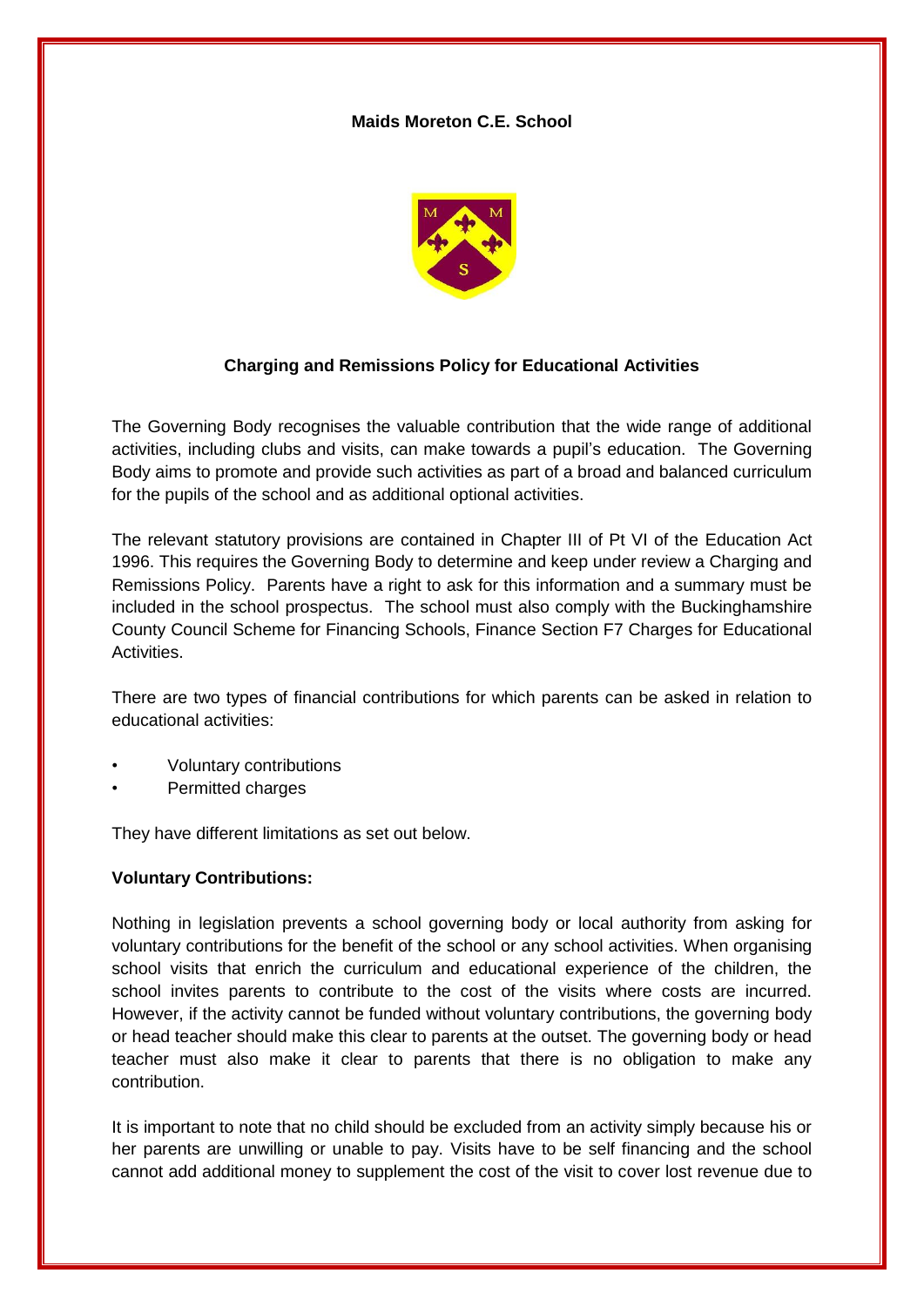# Maids Moreton C.E. School

## Charging and Remissions Policy for Educational Activities

The Governing Body recognises the valuable contribution that the wide range of additional activities, including clubs and visits, can make towards a pupil's education. The Governing Body aims to promote and provide such activities as part of a broad and balanced curriculum for the pupils of the school and as additional optional activities.

The relevant statutory provisions are contained in Chapter III of Pt VI of the Education Act 1996. This requires the Governing Body to determine and keep under review a Charging and Remissions Policy. Parents have a right to ask for this information and a summary must be included in the school prospectus. The school must also comply with the Buckinghamshire County Council Scheme for Financing Schools, Finance Section F7 Charges for Educational Activities.

There are two types of financial contributions for which parents can be asked in relation to educational activities:

- Voluntary contributions
- Permitted charges

They have different limitations as set out below.

**Voluntary Contributions:**

Nothing in legislation prevents a school governing body or local authority from asking for voluntary contributions for the benefit of the school or any school activities. When organising school visits that enrich the curriculum and educational experience of the children, the school invites parents to contribute to the cost of the visits where costs are incurred. However, if the activity cannot be funded without voluntary contributions, the governing body or head teacher should make this clear to parents at the outset. The governing body or head teacher must also make it clear to parents that there is no obligation to make any contribution.

It is important to note that no child should be excluded from an activity simply because his or her parents are unwilling or unable to pay. Visits have to be self financing and the school cannot add additional money to supplement the cost of the visit to cover lost revenue due to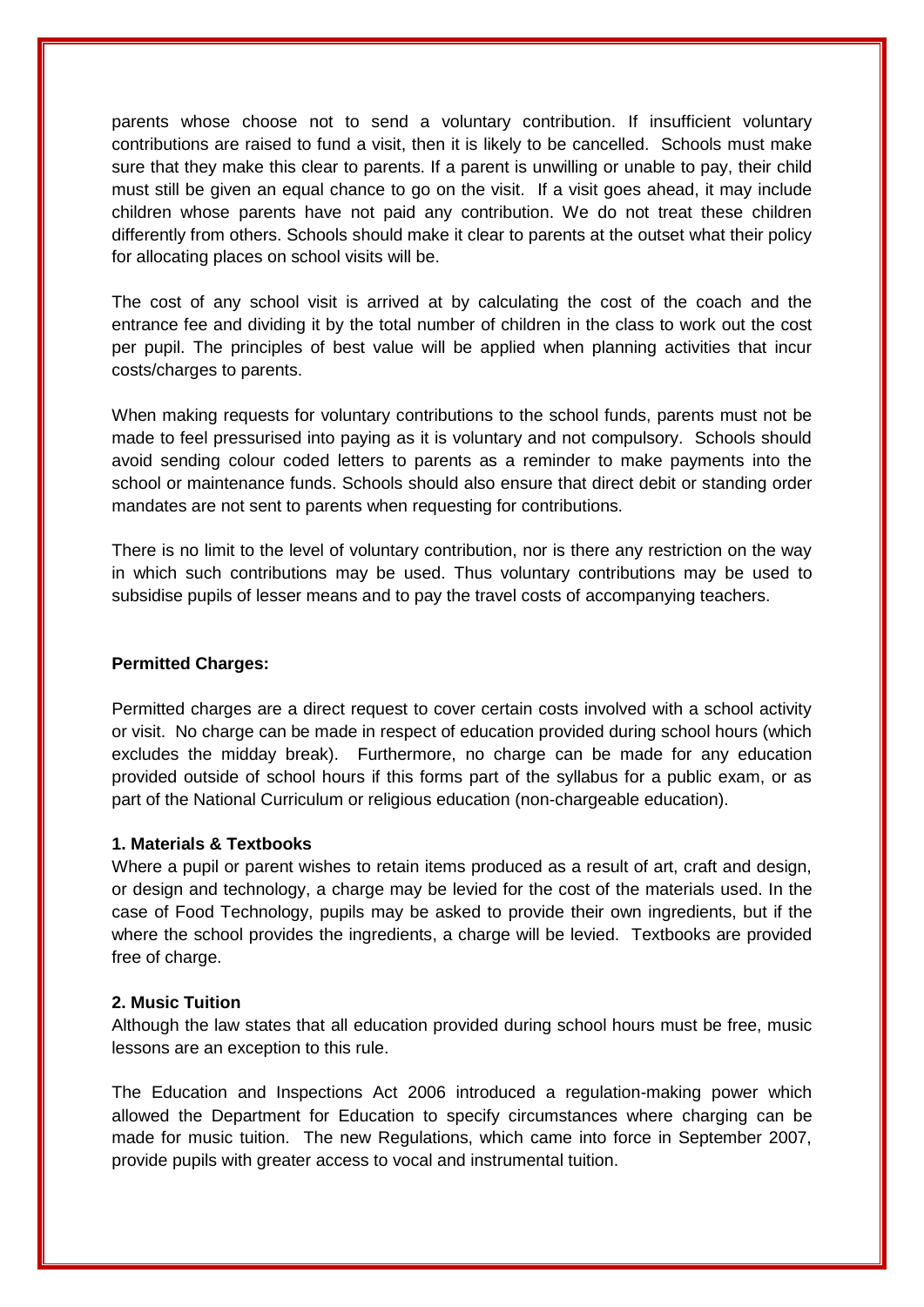parents whose choose not to send a voluntary contribution. If insufficient voluntary contributions are raised to fund a visit, then it is likely to be cancelled. Schools must make sure that they make this clear to parents. If a parent is unwilling or unable to pay, their child must still be given an equal chance to go on the visit. If a visit goes ahead, it may include children whose parents have not paid any contribution. We do not treat these children differently from others. Schools should make it clear to parents at the outset what their policy for allocating places on school visits will be.

The cost of any school visit is arrived at by calculating the cost of the coach and the entrance fee and dividing it by the total number of children in the class to work out the cost per pupil. The principles of best value will be applied when planning activities that incur costs/charges to parents.

When making requests for voluntary contributions to the school funds, parents must not be made to feel pressurised into paying as it is voluntary and not compulsory. Schools should avoid sending colour coded letters to parents as a reminder to make payments into the school or maintenance funds. Schools should also ensure that direct debit or standing order mandates are not sent to parents when requesting for contributions.

There is no limit to the level of voluntary contribution, nor is there any restriction on the way in which such contributions may be used. Thus voluntary contributions may be used to subsidise pupils of lesser means and to pay the travel costs of accompanying teachers.

**Permitted Charges:**

Permitted charges are a direct request to cover certain costs involved with a school activity or visit. No charge can be made in respect of education provided during school hours (which excludes the midday break). Furthermore, no charge can be made for any education provided outside of school hours if this forms part of the syllabus for a public exam, or as part of the National Curriculum or religious education (non-chargeable education).

**1. Materials & Textbooks**

Where a pupil or parent wishes to retain items produced as a result of art, craft and design, or design and technology, a charge may be levied for the cost of the materials used. In the case of Food Technology, pupils may be asked to provide their own ingredients, but if the where the school provides the ingredients, a charge will be levied. Textbooks are provided free of charge.

**2. Music Tuition**

Although the law states that all education provided during school hours must be free, music lessons are an exception to this rule.

The Education and Inspections Act 2006 introduced a regulation-making power which allowed the Department for Education to specify circumstances where charging can be made for music tuition. The new Regulations, which came into force in September 2007, provide pupils with greater access to vocal and instrumental tuition.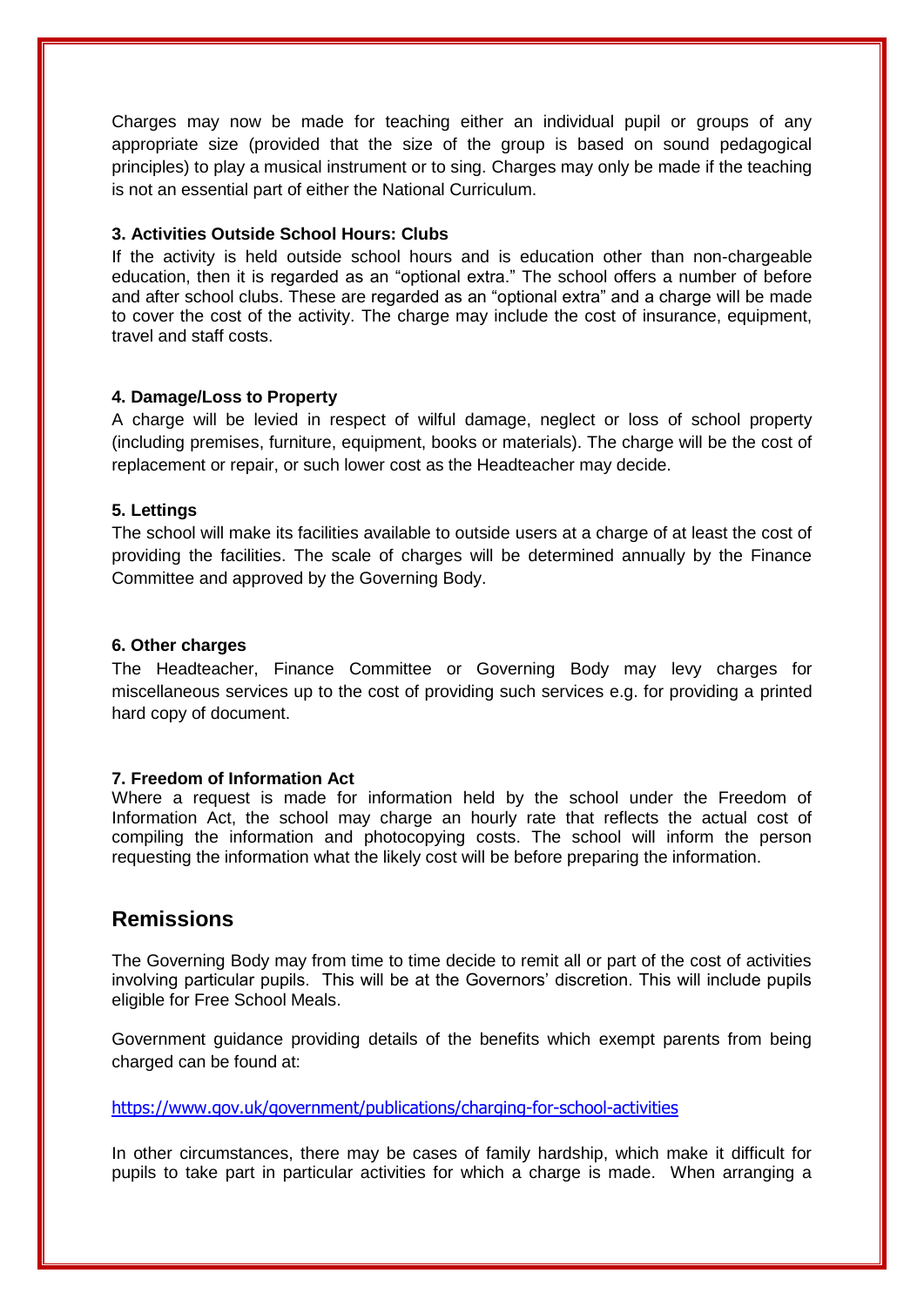Charges may now be made for teaching either an individual pupil or groups of any appropriate size (provided that the size of the group is based on sound pedagogical principles) to play a musical instrument or to sing. Charges may only be made if the teaching is not an essential part of either the National Curriculum.

**3. Activities Outside School Hours: Clubs**

If the activity is held outside school hours and is education other than non-chargeable education, then it is regarded as an "optional extra." The school offers a number of before and after school clubs. These are regarded as an "optional extra" and a charge will be made to cover the cost of the activity. The charge may include the cost of insurance, equipment, travel and staff costs.

**4. Damage/Loss to Property**

A charge will be levied in respect of wilful damage, neglect or loss of school property (including premises, furniture, equipment, books or materials). The charge will be the cost of replacement or repair, or such lower cost as the Headteacher may decide.

**5. Lettings**

The school will make its facilities available to outside users at a charge of at least the cost of providing the facilities. The scale of charges will be determined annually by the Finance Committee and approved by the Governing Body.

**6. Other charges**

The Headteacher, Finance Committee or Governing Body may levy charges for miscellaneous services up to the cost of providing such services e.g. for providing a printed hard copy of document.

**7. Freedom of Information Act**

Where a request is made for information held by the school under the Freedom of Information Act, the school may charge an hourly rate that reflects the actual cost of compiling the information and photocopying costs. The school will inform the person requesting the information what the likely cost will be before preparing the information.

## Remissions

The Governing Body may from time to time decide to remit all or part of the cost of activities involving particular pupils. This will be at the Governors' discretion. This will include pupils eligible for Free School Meals.

Government guidance providing details of the benefits which exempt parents from being charged can be found at:

https://www.gov.uk/government/publications/charging-for-school-activities

In other circumstances, there may be cases of family hardship, which make it difficult for pupils to take part in particular activities for which a charge is made. When arranging a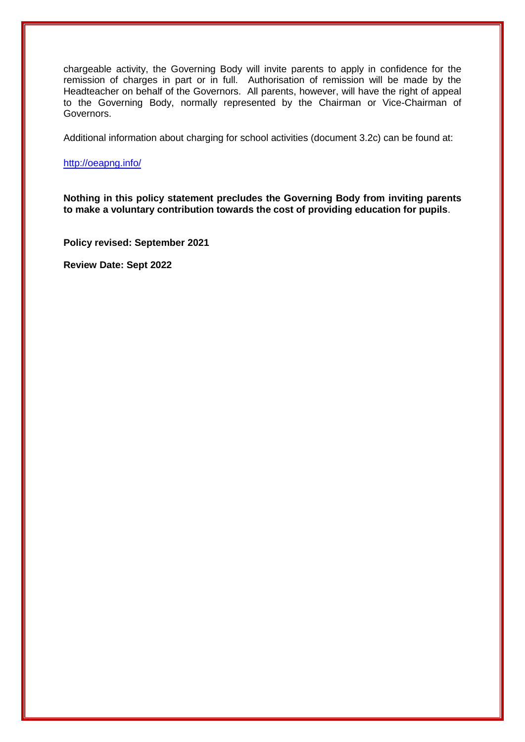chargeable activity, the Governing Body will invite parents to apply in confidence for the remission of charges in part or in full. Authorisation of remission will be made by the Headteacher on behalf of the Governors. All parents, however, will have the right of appeal to the Governing Body, normally represented by the Chairman or Vice-Chairman of Governors.

Additional information about charging for school activities (document 3.2c) can be found at:

[http://oeapng.info/](http://oeapng.info/)

**Nothing in this policy statement precludes the Governing Body from inviting parents to make a voluntary contribution towards the cost of providing education for pupils**.

**Policy revised: September 2021**

**Review Date: Sept 2022**